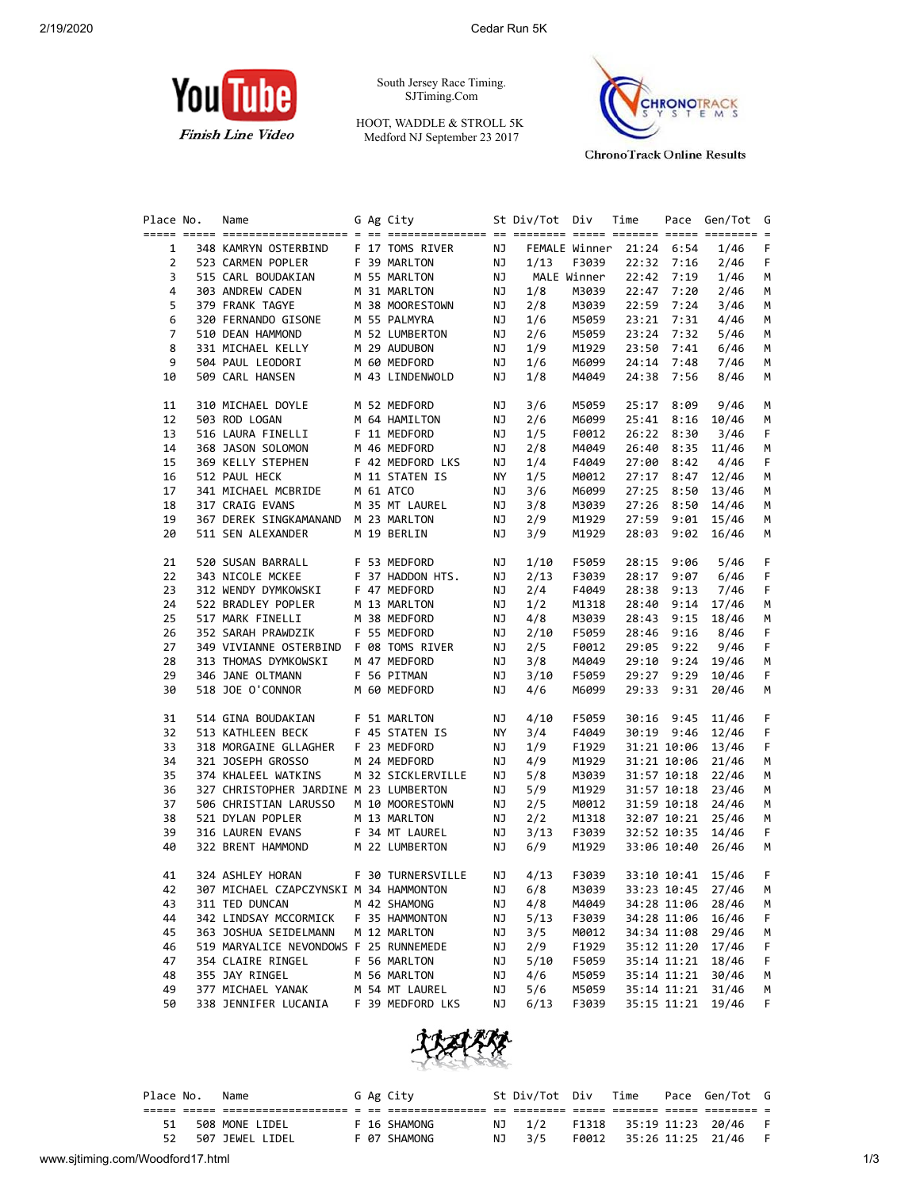South Jersey Race Timing.
SJTiming.Com

HOOT, WADDLE & STROLL 5K
Medford NJ September 23 2017

YouTube Finish Line Video

ChronoTrack Online Results

| Place | No. | Name | G | Ag | City | St | Div/Tot | Div | Time | Pace | Gen/Tot | G |
|---|---|---|---|---|---|---|---|---|---|---|---|---|
| 1 | 348 | KAMRYN OSTERBIND | F | 17 | TOMS RIVER | NJ | FEMALE | Winner | 21:24 | 6:54 | 1/46 | F |
| 2 | 523 | CARMEN POPLER | F | 39 | MARLTON | NJ | 1/13 | F3039 | 22:32 | 7:16 | 2/46 | F |
| 3 | 515 | CARL BOUDAKIAN | M | 55 | MARLTON | NJ | MALE | Winner | 22:42 | 7:19 | 1/46 | M |
| 4 | 303 | ANDREW CADEN | M | 31 | MARLTON | NJ | 1/8 | M3039 | 22:47 | 7:20 | 2/46 | M |
| 5 | 379 | FRANK TAGYE | M | 38 | MOORESTOWN | NJ | 2/8 | M3039 | 22:59 | 7:24 | 3/46 | M |
| 6 | 320 | FERNANDO GISONE | M | 55 | PALMYRA | NJ | 1/6 | M5059 | 23:21 | 7:31 | 4/46 | M |
| 7 | 510 | DEAN HAMMOND | M | 52 | LUMBERTON | NJ | 2/6 | M5059 | 23:24 | 7:32 | 5/46 | M |
| 8 | 331 | MICHAEL KELLY | M | 29 | AUDUBON | NJ | 1/9 | M1929 | 23:50 | 7:41 | 6/46 | M |
| 9 | 504 | PAUL LEODORI | M | 60 | MEDFORD | NJ | 1/6 | M6099 | 24:14 | 7:48 | 7/46 | M |
| 10 | 509 | CARL HANSEN | M | 43 | LINDENWOLD | NJ | 1/8 | M4049 | 24:38 | 7:56 | 8/46 | M |
| 11 | 310 | MICHAEL DOYLE | M | 52 | MEDFORD | NJ | 3/6 | M5059 | 25:17 | 8:09 | 9/46 | M |
| 12 | 503 | ROD LOGAN | M | 64 | HAMILTON | NJ | 2/6 | M6099 | 25:41 | 8:16 | 10/46 | M |
| 13 | 516 | LAURA FINELLI | F | 11 | MEDFORD | NJ | 1/5 | F0012 | 26:22 | 8:30 | 3/46 | F |
| 14 | 368 | JASON SOLOMON | M | 46 | MEDFORD | NJ | 2/8 | M4049 | 26:40 | 8:35 | 11/46 | M |
| 15 | 369 | KELLY STEPHEN | F | 42 | MEDFORD LKS | NJ | 1/4 | F4049 | 27:00 | 8:42 | 4/46 | F |
| 16 | 512 | PAUL HECK | M | 11 | STATEN IS | NY | 1/5 | M0012 | 27:17 | 8:47 | 12/46 | M |
| 17 | 341 | MICHAEL MCBRIDE | M | 61 | ATCO | NJ | 3/6 | M6099 | 27:25 | 8:50 | 13/46 | M |
| 18 | 317 | CRAIG EVANS | M | 35 | MT LAUREL | NJ | 3/8 | M3039 | 27:26 | 8:50 | 14/46 | M |
| 19 | 367 | DEREK SINGKAMANAND | M | 23 | MARLTON | NJ | 2/9 | M1929 | 27:59 | 9:01 | 15/46 | M |
| 20 | 511 | SEN ALEXANDER | M | 19 | BERLIN | NJ | 3/9 | M1929 | 28:03 | 9:02 | 16/46 | M |
| 21 | 520 | SUSAN BARRALL | F | 53 | MEDFORD | NJ | 1/10 | F5059 | 28:15 | 9:06 | 5/46 | F |
| 22 | 343 | NICOLE MCKEE | F | 37 | HADDON HTS. | NJ | 2/13 | F3039 | 28:17 | 9:07 | 6/46 | F |
| 23 | 312 | WENDY DYMKOWSKI | F | 47 | MEDFORD | NJ | 2/4 | F4049 | 28:38 | 9:13 | 7/46 | F |
| 24 | 522 | BRADLEY POPLER | M | 13 | MARLTON | NJ | 1/2 | M1318 | 28:40 | 9:14 | 17/46 | M |
| 25 | 517 | MARK FINELLI | M | 38 | MEDFORD | NJ | 4/8 | M3039 | 28:43 | 9:15 | 18/46 | M |
| 26 | 352 | SARAH PRAWDZIK | F | 55 | MEDFORD | NJ | 2/10 | F5059 | 28:46 | 9:16 | 8/46 | F |
| 27 | 349 | VIVIANNE OSTERBIND | F | 08 | TOMS RIVER | NJ | 2/5 | F0012 | 29:05 | 9:22 | 9/46 | F |
| 28 | 313 | THOMAS DYMKOWSKI | M | 47 | MEDFORD | NJ | 3/8 | M4049 | 29:10 | 9:24 | 19/46 | M |
| 29 | 346 | JANE OLTMANN | F | 56 | PITMAN | NJ | 3/10 | F5059 | 29:27 | 9:29 | 10/46 | F |
| 30 | 518 | JOE O'CONNOR | M | 60 | MEDFORD | NJ | 4/6 | M6099 | 29:33 | 9:31 | 20/46 | M |
| 31 | 514 | GINA BOUDAKIAN | F | 51 | MARLTON | NJ | 4/10 | F5059 | 30:16 | 9:45 | 11/46 | F |
| 32 | 513 | KATHLEEN BECK | F | 45 | STATEN IS | NY | 3/4 | F4049 | 30:19 | 9:46 | 12/46 | F |
| 33 | 318 | MORGAINE GLLAGHER | F | 23 | MEDFORD | NJ | 1/9 | F1929 | 31:21 | 10:06 | 13/46 | F |
| 34 | 321 | JOSEPH GROSSO | M | 24 | MEDFORD | NJ | 4/9 | M1929 | 31:21 | 10:06 | 21/46 | M |
| 35 | 374 | KHALEEL WATKINS | M | 32 | SICKLERVILLE | NJ | 5/8 | M3039 | 31:57 | 10:18 | 22/46 | M |
| 36 | 327 | CHRISTOPHER JARDINE | M | 23 | LUMBERTON | NJ | 5/9 | M1929 | 31:57 | 10:18 | 23/46 | M |
| 37 | 506 | CHRISTIAN LARUSSO | M | 10 | MOORESTOWN | NJ | 2/5 | M0012 | 31:59 | 10:18 | 24/46 | M |
| 38 | 521 | DYLAN POPLER | M | 13 | MARLTON | NJ | 2/2 | M1318 | 32:07 | 10:21 | 25/46 | M |
| 39 | 316 | LAUREN EVANS | F | 34 | MT LAUREL | NJ | 3/13 | F3039 | 32:52 | 10:35 | 14/46 | F |
| 40 | 322 | BRENT HAMMOND | M | 22 | LUMBERTON | NJ | 6/9 | M1929 | 33:06 | 10:40 | 26/46 | M |
| 41 | 324 | ASHLEY HORAN | F | 30 | TURNERSVILLE | NJ | 4/13 | F3039 | 33:10 | 10:41 | 15/46 | F |
| 42 | 307 | MICHAEL CZAPCZYNSKI | M | 34 | HAMMONTON | NJ | 6/8 | M3039 | 33:23 | 10:45 | 27/46 | M |
| 43 | 311 | TED DUNCAN | M | 42 | SHAMONG | NJ | 4/8 | M4049 | 34:28 | 11:06 | 28/46 | M |
| 44 | 342 | LINDSAY MCCORMICK | F | 35 | HAMMONTON | NJ | 5/13 | F3039 | 34:28 | 11:06 | 16/46 | F |
| 45 | 363 | JOSHUA SEIDELMANN | M | 12 | MARLTON | NJ | 3/5 | M0012 | 34:34 | 11:08 | 29/46 | M |
| 46 | 519 | MARYALICE NEVONDOWS | F | 25 | RUNNEMEDE | NJ | 2/9 | F1929 | 35:12 | 11:20 | 17/46 | F |
| 47 | 354 | CLAIRE RINGEL | F | 56 | MARLTON | NJ | 5/10 | F5059 | 35:14 | 11:21 | 18/46 | F |
| 48 | 355 | JAY RINGEL | M | 56 | MARLTON | NJ | 4/6 | M5059 | 35:14 | 11:21 | 30/46 | M |
| 49 | 377 | MICHAEL YANAK | M | 54 | MT LAUREL | NJ | 5/6 | M5059 | 35:14 | 11:21 | 31/46 | M |
| 50 | 338 | JENNIFER LUCANIA | F | 39 | MEDFORD LKS | NJ | 6/13 | F3039 | 35:15 | 11:21 | 19/46 | F |
| 51 | 508 | MONE LIDEL | F | 16 | SHAMONG | NJ | 1/2 | F1318 | 35:19 | 11:23 | 20/46 | F |
| 52 | 507 | JEWEL LIDEL | F | 07 | SHAMONG | NJ | 3/5 | F0012 | 35:26 | 11:25 | 21/46 | F |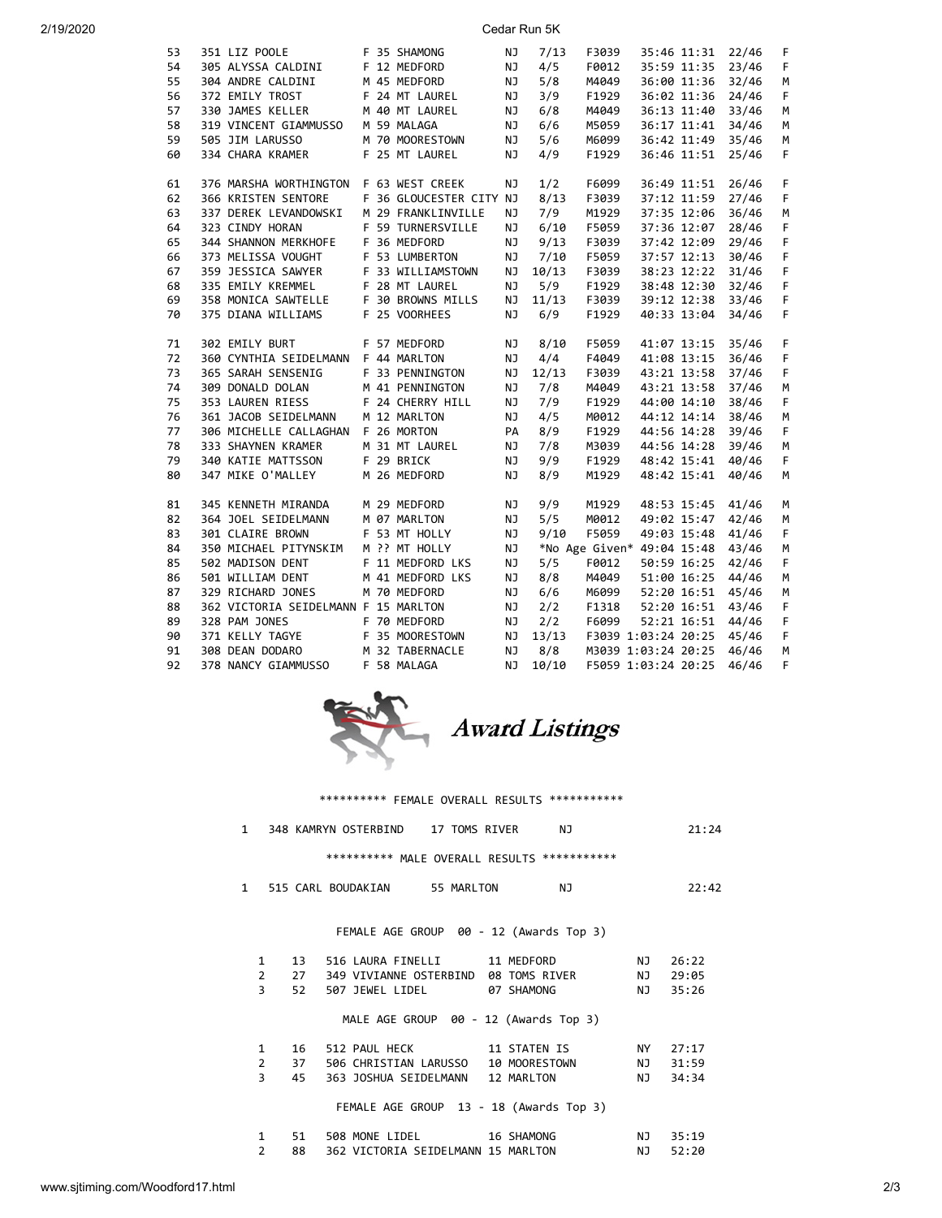| Place | Bib | Name | Sex | Age | City | State | Div Place | Div | Time | Pace | Sex Place | Sex |
|---|---|---|---|---|---|---|---|---|---|---|---|---|
| 53 | 351 | LIZ POOLE | F | 35 | SHAMONG | NJ | 7/13 | F3039 | 35:46 | 11:31 | 22/46 | F |
| 54 | 305 | ALYSSA CALDINI | F | 12 | MEDFORD | NJ | 4/5 | F0012 | 35:59 | 11:35 | 23/46 | F |
| 55 | 304 | ANDRE CALDINI | M | 45 | MEDFORD | NJ | 5/8 | M4049 | 36:00 | 11:36 | 32/46 | M |
| 56 | 372 | EMILY TROST | F | 24 | MT LAUREL | NJ | 3/9 | F1929 | 36:02 | 11:36 | 24/46 | F |
| 57 | 330 | JAMES KELLER | M | 40 | MT LAUREL | NJ | 6/8 | M4049 | 36:13 | 11:40 | 33/46 | M |
| 58 | 319 | VINCENT GIAMMUSSO | M | 59 | MALAGA | NJ | 6/6 | M5059 | 36:17 | 11:41 | 34/46 | M |
| 59 | 505 | JIM LARUSSO | M | 70 | MOORESTOWN | NJ | 5/6 | M6099 | 36:42 | 11:49 | 35/46 | M |
| 60 | 334 | CHARA KRAMER | F | 25 | MT LAUREL | NJ | 4/9 | F1929 | 36:46 | 11:51 | 25/46 | F |
| 61 | 376 | MARSHA WORTHINGTON | F | 63 | WEST CREEK | NJ | 1/2 | F6099 | 36:49 | 11:51 | 26/46 | F |
| 62 | 366 | KRISTEN SENTORE | F | 36 | GLOUCESTER CITY | NJ | 8/13 | F3039 | 37:12 | 11:59 | 27/46 | F |
| 63 | 337 | DEREK LEVANDOWSKI | M | 29 | FRANKLINVILLE | NJ | 7/9 | M1929 | 37:35 | 12:06 | 36/46 | M |
| 64 | 323 | CINDY HORAN | F | 59 | TURNERSVILLE | NJ | 6/10 | F5059 | 37:36 | 12:07 | 28/46 | F |
| 65 | 344 | SHANNON MERKHOFE | F | 36 | MEDFORD | NJ | 9/13 | F3039 | 37:42 | 12:09 | 29/46 | F |
| 66 | 373 | MELISSA VOUGHT | F | 53 | LUMBERTON | NJ | 7/10 | F5059 | 37:57 | 12:13 | 30/46 | F |
| 67 | 359 | JESSICA SAWYER | F | 33 | WILLIAMSTOWN | NJ | 10/13 | F3039 | 38:23 | 12:22 | 31/46 | F |
| 68 | 335 | EMILY KREMMEL | F | 28 | MT LAUREL | NJ | 5/9 | F1929 | 38:48 | 12:30 | 32/46 | F |
| 69 | 358 | MONICA SAWTELLE | F | 30 | BROWNS MILLS | NJ | 11/13 | F3039 | 39:12 | 12:38 | 33/46 | F |
| 70 | 375 | DIANA WILLIAMS | F | 25 | VOORHEES | NJ | 6/9 | F1929 | 40:33 | 13:04 | 34/46 | F |
| 71 | 302 | EMILY BURT | F | 57 | MEDFORD | NJ | 8/10 | F5059 | 41:07 | 13:15 | 35/46 | F |
| 72 | 360 | CYNTHIA SEIDELMANN | F | 44 | MARLTON | NJ | 4/4 | F4049 | 41:08 | 13:15 | 36/46 | F |
| 73 | 365 | SARAH SENSENIG | F | 33 | PENNINGTON | NJ | 12/13 | F3039 | 43:21 | 13:58 | 37/46 | F |
| 74 | 309 | DONALD DOLAN | M | 41 | PENNINGTON | NJ | 7/8 | M4049 | 43:21 | 13:58 | 37/46 | M |
| 75 | 353 | LAUREN RIESS | F | 24 | CHERRY HILL | NJ | 7/9 | F1929 | 44:00 | 14:10 | 38/46 | F |
| 76 | 361 | JACOB SEIDELMANN | M | 12 | MARLTON | NJ | 4/5 | M0012 | 44:12 | 14:14 | 38/46 | M |
| 77 | 306 | MICHELLE CALLAGHAN | F | 26 | MORTON | PA | 8/9 | F1929 | 44:56 | 14:28 | 39/46 | F |
| 78 | 333 | SHAYNEN KRAMER | M | 31 | MT LAUREL | NJ | 7/8 | M3039 | 44:56 | 14:28 | 39/46 | M |
| 79 | 340 | KATIE MATTSSON | F | 29 | BRICK | NJ | 9/9 | F1929 | 48:42 | 15:41 | 40/46 | F |
| 80 | 347 | MIKE O'MALLEY | M | 26 | MEDFORD | NJ | 8/9 | M1929 | 48:42 | 15:41 | 40/46 | M |
| 81 | 345 | KENNETH MIRANDA | M | 29 | MEDFORD | NJ | 9/9 | M1929 | 48:53 | 15:45 | 41/46 | M |
| 82 | 364 | JOEL SEIDELMANN | M | 07 | MARLTON | NJ | 5/5 | M0012 | 49:02 | 15:47 | 42/46 | M |
| 83 | 301 | CLAIRE BROWN | F | 53 | MT HOLLY | NJ | 9/10 | F5059 | 49:03 | 15:48 | 41/46 | F |
| 84 | 350 | MICHAEL PITYNSKIM | M | ?? | MT HOLLY | NJ | *No Age Given* | | 49:04 | 15:48 | 43/46 | M |
| 85 | 502 | MADISON DENT | F | 11 | MEDFORD LKS | NJ | 5/5 | F0012 | 50:59 | 16:25 | 42/46 | F |
| 86 | 501 | WILLIAM DENT | M | 41 | MEDFORD LKS | NJ | 8/8 | M4049 | 51:00 | 16:25 | 44/46 | M |
| 87 | 329 | RICHARD JONES | M | 70 | MEDFORD | NJ | 6/6 | M6099 | 52:20 | 16:51 | 45/46 | M |
| 88 | 362 | VICTORIA SEIDELMANN | F | 15 | MARLTON | NJ | 2/2 | F1318 | 52:20 | 16:51 | 43/46 | F |
| 89 | 328 | PAM JONES | F | 70 | MEDFORD | NJ | 2/2 | F6099 | 52:21 | 16:51 | 44/46 | F |
| 90 | 371 | KELLY TAGYE | F | 35 | MOORESTOWN | NJ | 13/13 | F3039 | 1:03:24 | 20:25 | 45/46 | F |
| 91 | 308 | DEAN DODARO | M | 32 | TABERNACLE | NJ | 8/8 | M3039 | 1:03:24 | 20:25 | 46/46 | M |
| 92 | 378 | NANCY GIAMMUSSO | F | 58 | MALAGA | NJ | 10/10 | F5059 | 1:03:24 | 20:25 | 46/46 | F |

## Award Listings

********** FEMALE OVERALL RESULTS ***********

| Place | Bib | Name | Age | City | State | Time |
|---|---|---|---|---|---|---|
| 1 | 348 | KAMRYN OSTERBIND | 17 | TOMS RIVER | NJ | 21:24 |

********** MALE OVERALL RESULTS ***********

| Place | Bib | Name | Age | City | State | Time |
|---|---|---|---|---|---|---|
| 1 | 515 | CARL BOUDAKIAN | 55 | MARLTON | NJ | 22:42 |

FEMALE AGE GROUP 00 - 12 (Awards Top 3)

| Place | Overall | Bib | Name | Age | City | State | Time |
|---|---|---|---|---|---|---|---|
| 1 | 13 | 516 | LAURA FINELLI | 11 | MEDFORD | NJ | 26:22 |
| 2 | 27 | 349 | VIVIANNE OSTERBIND | 08 | TOMS RIVER | NJ | 29:05 |
| 3 | 52 | 507 | JEWEL LIDEL | 07 | SHAMONG | NJ | 35:26 |

MALE AGE GROUP 00 - 12 (Awards Top 3)

| Place | Overall | Bib | Name | Age | City | State | Time |
|---|---|---|---|---|---|---|---|
| 1 | 16 | 512 | PAUL HECK | 11 | STATEN IS | NY | 27:17 |
| 2 | 37 | 506 | CHRISTIAN LARUSSO | 10 | MOORESTOWN | NJ | 31:59 |
| 3 | 45 | 363 | JOSHUA SEIDELMANN | 12 | MARLTON | NJ | 34:34 |

FEMALE AGE GROUP 13 - 18 (Awards Top 3)

| Place | Overall | Bib | Name | Age | City | State | Time |
|---|---|---|---|---|---|---|---|
| 1 | 51 | 508 | MONE LIDEL | 16 | SHAMONG | NJ | 35:19 |
| 2 | 88 | 362 | VICTORIA SEIDELMANN | 15 | MARLTON | NJ | 52:20 |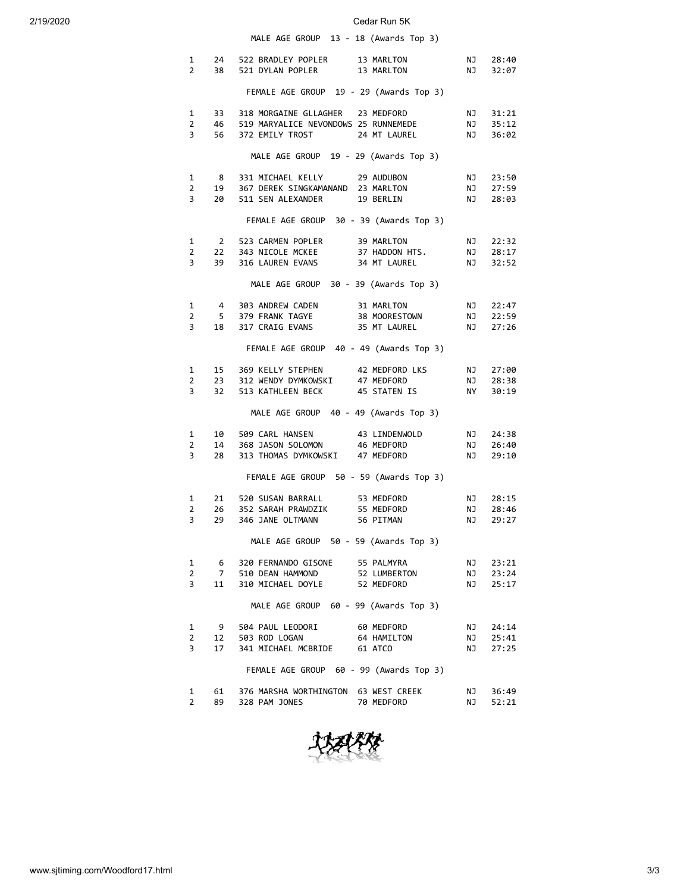MALE AGE GROUP 13 - 18 (Awards Top 3)

| | | | | | | |
|---|---|---|---|---|---|---|
| 1 | 24 | 522 | BRADLEY POPLER | 13 MARLTON | NJ | 28:40 |
| 2 | 38 | 521 | DYLAN POPLER | 13 MARLTON | NJ | 32:07 |

FEMALE AGE GROUP 19 - 29 (Awards Top 3)

| | | | | | | |
|---|---|---|---|---|---|---|
| 1 | 33 | 318 | MORGAINE GLLAGHER | 23 MEDFORD | NJ | 31:21 |
| 2 | 46 | 519 | MARYALICE NEVONDOWS | 25 RUNNEMEDE | NJ | 35:12 |
| 3 | 56 | 372 | EMILY TROST | 24 MT LAUREL | NJ | 36:02 |

MALE AGE GROUP 19 - 29 (Awards Top 3)

| | | | | | | |
|---|---|---|---|---|---|---|
| 1 | 8 | 331 | MICHAEL KELLY | 29 AUDUBON | NJ | 23:50 |
| 2 | 19 | 367 | DEREK SINGKAMANAND | 23 MARLTON | NJ | 27:59 |
| 3 | 20 | 511 | SEN ALEXANDER | 19 BERLIN | NJ | 28:03 |

FEMALE AGE GROUP 30 - 39 (Awards Top 3)

| | | | | | | |
|---|---|---|---|---|---|---|
| 1 | 2 | 523 | CARMEN POPLER | 39 MARLTON | NJ | 22:32 |
| 2 | 22 | 343 | NICOLE MCKEE | 37 HADDON HTS. | NJ | 28:17 |
| 3 | 39 | 316 | LAUREN EVANS | 34 MT LAUREL | NJ | 32:52 |

MALE AGE GROUP 30 - 39 (Awards Top 3)

| | | | | | | |
|---|---|---|---|---|---|---|
| 1 | 4 | 303 | ANDREW CADEN | 31 MARLTON | NJ | 22:47 |
| 2 | 5 | 379 | FRANK TAGYE | 38 MOORESTOWN | NJ | 22:59 |
| 3 | 18 | 317 | CRAIG EVANS | 35 MT LAUREL | NJ | 27:26 |

FEMALE AGE GROUP 40 - 49 (Awards Top 3)

| | | | | | | |
|---|---|---|---|---|---|---|
| 1 | 15 | 369 | KELLY STEPHEN | 42 MEDFORD LKS | NJ | 27:00 |
| 2 | 23 | 312 | WENDY DYMKOWSKI | 47 MEDFORD | NJ | 28:38 |
| 3 | 32 | 513 | KATHLEEN BECK | 45 STATEN IS | NY | 30:19 |

MALE AGE GROUP 40 - 49 (Awards Top 3)

| | | | | | | |
|---|---|---|---|---|---|---|
| 1 | 10 | 509 | CARL HANSEN | 43 LINDENWOLD | NJ | 24:38 |
| 2 | 14 | 368 | JASON SOLOMON | 46 MEDFORD | NJ | 26:40 |
| 3 | 28 | 313 | THOMAS DYMKOWSKI | 47 MEDFORD | NJ | 29:10 |

FEMALE AGE GROUP 50 - 59 (Awards Top 3)

| | | | | | | |
|---|---|---|---|---|---|---|
| 1 | 21 | 520 | SUSAN BARRALL | 53 MEDFORD | NJ | 28:15 |
| 2 | 26 | 352 | SARAH PRAWDZIK | 55 MEDFORD | NJ | 28:46 |
| 3 | 29 | 346 | JANE OLTMANN | 56 PITMAN | NJ | 29:27 |

MALE AGE GROUP 50 - 59 (Awards Top 3)

| | | | | | | |
|---|---|---|---|---|---|---|
| 1 | 6 | 320 | FERNANDO GISONE | 55 PALMYRA | NJ | 23:21 |
| 2 | 7 | 510 | DEAN HAMMOND | 52 LUMBERTON | NJ | 23:24 |
| 3 | 11 | 310 | MICHAEL DOYLE | 52 MEDFORD | NJ | 25:17 |

MALE AGE GROUP 60 - 99 (Awards Top 3)

| | | | | | | |
|---|---|---|---|---|---|---|
| 1 | 9 | 504 | PAUL LEODORI | 60 MEDFORD | NJ | 24:14 |
| 2 | 12 | 503 | ROD LOGAN | 64 HAMILTON | NJ | 25:41 |
| 3 | 17 | 341 | MICHAEL MCBRIDE | 61 ATCO | NJ | 27:25 |

FEMALE AGE GROUP 60 - 99 (Awards Top 3)

| | | | | | | |
|---|---|---|---|---|---|---|
| 1 | 61 | 376 | MARSHA WORTHINGTON | 63 WEST CREEK | NJ | 36:49 |
| 2 | 89 | 328 | PAM JONES | 70 MEDFORD | NJ | 52:21 |